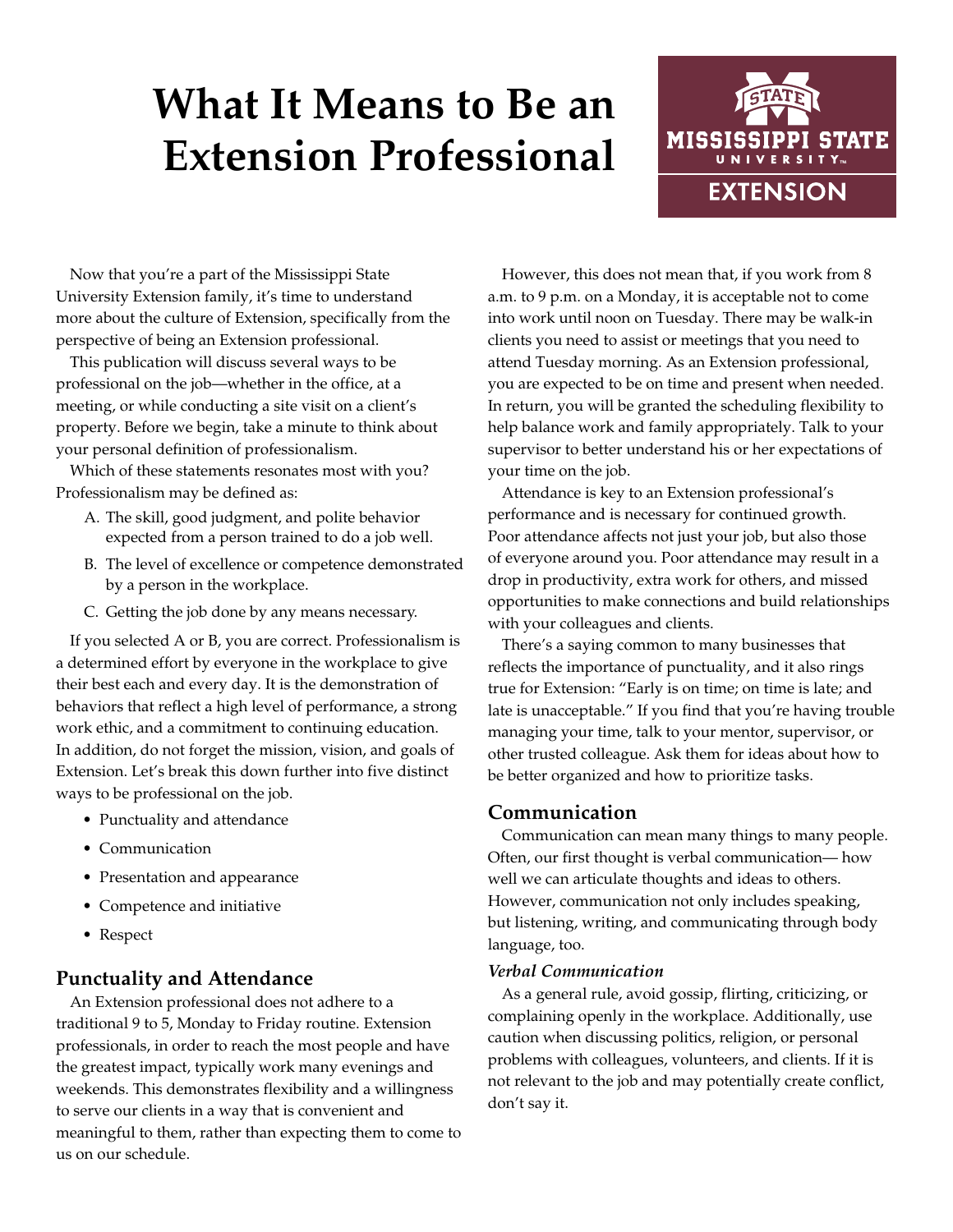# What It Means to Be an Extension Professional

Now that you're a part of the Mississippi State University Extension family, it's time to understand more about the culture of Extension, specifically from the perspective of being an Extension professional.

This publication will discuss several ways to be professional on the job—whether in the office, at a meeting, or while conducting a site visit on a client's property. Before we begin, take a minute to think about your personal definition of professionalism.

Which of these statements resonates most with you? Professionalism may be defined as:

A. The skill, good judgment, and polite behavior expected from a person trained to do a job well.

B. The level of excellence or competence demonstrated by a person in the workplace.

C. Getting the job done by any means necessary.

If you selected A or B, you are correct. Professionalism is a determined effort by everyone in the workplace to give their best each and every day. It is the demonstration of behaviors that reflect a high level of performance, a strong work ethic, and a commitment to continuing education. In addition, do not forget the mission, vision, and goals of Extension. Let's break this down further into five distinct ways to be professional on the job.

- Punctuality and attendance
- Communication
- Presentation and appearance
- Competence and initiative
- Respect

## Punctuality and Attendance

An Extension professional does not adhere to a traditional 9 to 5, Monday to Friday routine. Extension professionals, in order to reach the most people and have the greatest impact, typically work many evenings and weekends. This demonstrates flexibility and a willingness to serve our clients in a way that is convenient and meaningful to them, rather than expecting them to come to us on our schedule.

However, this does not mean that, if you work from 8 a.m. to 9 p.m. on a Monday, it is acceptable not to come into work until noon on Tuesday. There may be walk-in clients you need to assist or meetings that you need to attend Tuesday morning. As an Extension professional, you are expected to be on time and present when needed. In return, you will be granted the scheduling flexibility to help balance work and family appropriately. Talk to your supervisor to better understand his or her expectations of your time on the job.

Attendance is key to an Extension professional's performance and is necessary for continued growth. Poor attendance affects not just your job, but also those of everyone around you. Poor attendance may result in a drop in productivity, extra work for others, and missed opportunities to make connections and build relationships with your colleagues and clients.

There's a saying common to many businesses that reflects the importance of punctuality, and it also rings true for Extension: "Early is on time; on time is late; and late is unacceptable." If you find that you're having trouble managing your time, talk to your mentor, supervisor, or other trusted colleague. Ask them for ideas about how to be better organized and how to prioritize tasks.

## Communication

Communication can mean many things to many people. Often, our first thought is verbal communication— how well we can articulate thoughts and ideas to others. However, communication not only includes speaking, but listening, writing, and communicating through body language, too.

### *Verbal Communication*

As a general rule, avoid gossip, flirting, criticizing, or complaining openly in the workplace. Additionally, use caution when discussing politics, religion, or personal problems with colleagues, volunteers, and clients. If it is not relevant to the job and may potentially create conflict, don't say it.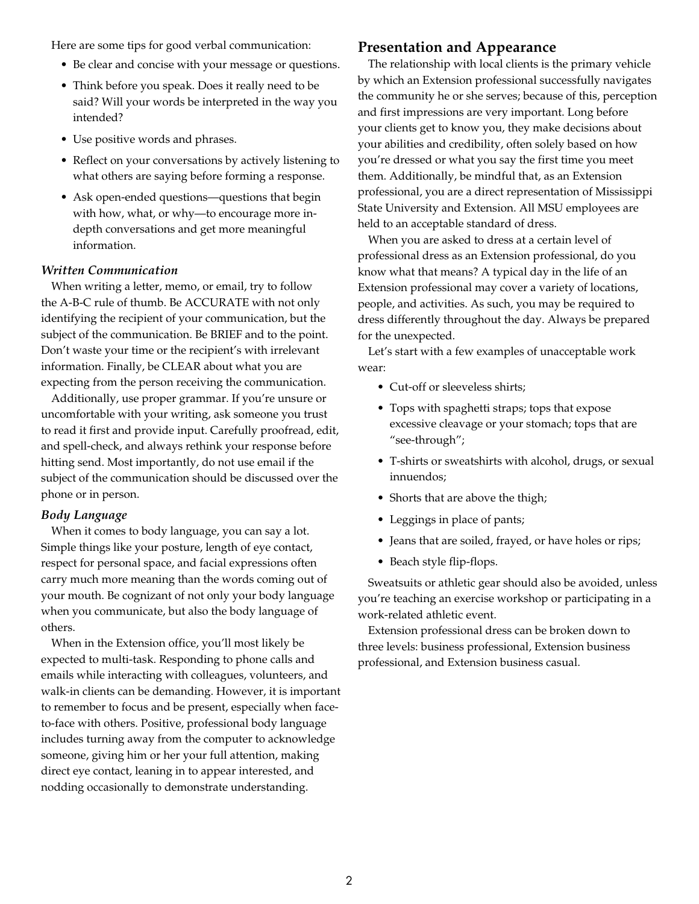Here are some tips for good verbal communication:

- Be clear and concise with your message or questions.
- Think before you speak. Does it really need to be said? Will your words be interpreted in the way you intended?
- Use positive words and phrases.
- Reflect on your conversations by actively listening to what others are saying before forming a response.
- Ask open-ended questions—questions that begin with how, what, or why—to encourage more in-depth conversations and get more meaningful information.

### *Written Communication*

When writing a letter, memo, or email, try to follow the A-B-C rule of thumb. Be ACCURATE with not only identifying the recipient of your communication, but the subject of the communication. Be BRIEF and to the point. Don't waste your time or the recipient's with irrelevant information. Finally, be CLEAR about what you are expecting from the person receiving the communication.

Additionally, use proper grammar. If you're unsure or uncomfortable with your writing, ask someone you trust to read it first and provide input. Carefully proofread, edit, and spell-check, and always rethink your response before hitting send. Most importantly, do not use email if the subject of the communication should be discussed over the phone or in person.

### *Body Language*

When it comes to body language, you can say a lot. Simple things like your posture, length of eye contact, respect for personal space, and facial expressions often carry much more meaning than the words coming out of your mouth. Be cognizant of not only your body language when you communicate, but also the body language of others.

When in the Extension office, you'll most likely be expected to multi-task. Responding to phone calls and emails while interacting with colleagues, volunteers, and walk-in clients can be demanding. However, it is important to remember to focus and be present, especially when face-to-face with others. Positive, professional body language includes turning away from the computer to acknowledge someone, giving him or her your full attention, making direct eye contact, leaning in to appear interested, and nodding occasionally to demonstrate understanding.

## Presentation and Appearance

The relationship with local clients is the primary vehicle by which an Extension professional successfully navigates the community he or she serves; because of this, perception and first impressions are very important. Long before your clients get to know you, they make decisions about your abilities and credibility, often solely based on how you're dressed or what you say the first time you meet them. Additionally, be mindful that, as an Extension professional, you are a direct representation of Mississippi State University and Extension. All MSU employees are held to an acceptable standard of dress.

When you are asked to dress at a certain level of professional dress as an Extension professional, do you know what that means? A typical day in the life of an Extension professional may cover a variety of locations, people, and activities. As such, you may be required to dress differently throughout the day. Always be prepared for the unexpected.

Let's start with a few examples of unacceptable work wear:

- Cut-off or sleeveless shirts;
- Tops with spaghetti straps; tops that expose excessive cleavage or your stomach; tops that are "see-through";
- T-shirts or sweatshirts with alcohol, drugs, or sexual innuendos;
- Shorts that are above the thigh;
- Leggings in place of pants;
- Jeans that are soiled, frayed, or have holes or rips;
- Beach style flip-flops.

Sweatsuits or athletic gear should also be avoided, unless you're teaching an exercise workshop or participating in a work-related athletic event.

Extension professional dress can be broken down to three levels: business professional, Extension business professional, and Extension business casual.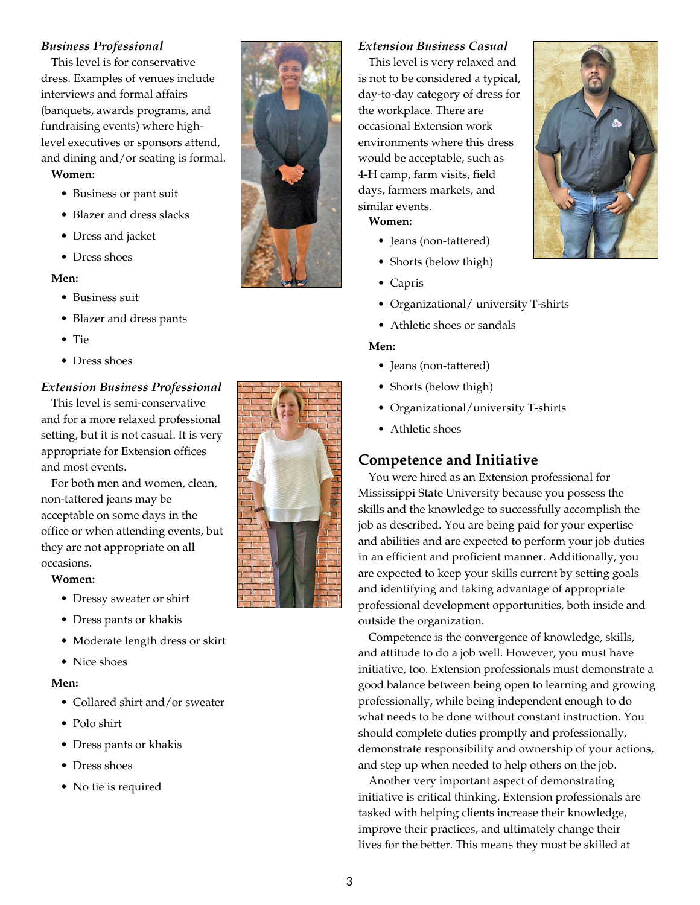### *Business Professional*

This level is for conservative dress. Examples of venues include interviews and formal affairs (banquets, awards programs, and fundraising events) where high-level executives or sponsors attend, and dining and/or seating is formal.

**Women:**

- Business or pant suit
- Blazer and dress slacks
- Dress and jacket
- Dress shoes

**Men:**

- Business suit
- Blazer and dress pants
- Tie
- Dress shoes

### *Extension Business Professional*

This level is semi-conservative and for a more relaxed professional setting, but it is not casual. It is very appropriate for Extension offices and most events.

For both men and women, clean, non-tattered jeans may be acceptable on some days in the office or when attending events, but they are not appropriate on all occasions.

**Women:**

- Dressy sweater or shirt
- Dress pants or khakis
- Moderate length dress or skirt
- Nice shoes

**Men:**

- Collared shirt and/or sweater
- Polo shirt
- Dress pants or khakis
- Dress shoes
- No tie is required

### *Extension Business Casual*

This level is very relaxed and is not to be considered a typical, day-to-day category of dress for the workplace. There are occasional Extension work environments where this dress would be acceptable, such as 4-H camp, farm visits, field days, farmers markets, and similar events.

**Women:**

- Jeans (non-tattered)
- Shorts (below thigh)
- Capris
- Organizational/ university T-shirts
- Athletic shoes or sandals

**Men:**

- Jeans (non-tattered)
- Shorts (below thigh)
- Organizational/university T-shirts
- Athletic shoes

## Competence and Initiative

You were hired as an Extension professional for Mississippi State University because you possess the skills and the knowledge to successfully accomplish the job as described. You are being paid for your expertise and abilities and are expected to perform your job duties in an efficient and proficient manner. Additionally, you are expected to keep your skills current by setting goals and identifying and taking advantage of appropriate professional development opportunities, both inside and outside the organization.

Competence is the convergence of knowledge, skills, and attitude to do a job well. However, you must have initiative, too. Extension professionals must demonstrate a good balance between being open to learning and growing professionally, while being independent enough to do what needs to be done without constant instruction. You should complete duties promptly and professionally, demonstrate responsibility and ownership of your actions, and step up when needed to help others on the job.

Another very important aspect of demonstrating initiative is critical thinking. Extension professionals are tasked with helping clients increase their knowledge, improve their practices, and ultimately change their lives for the better. This means they must be skilled at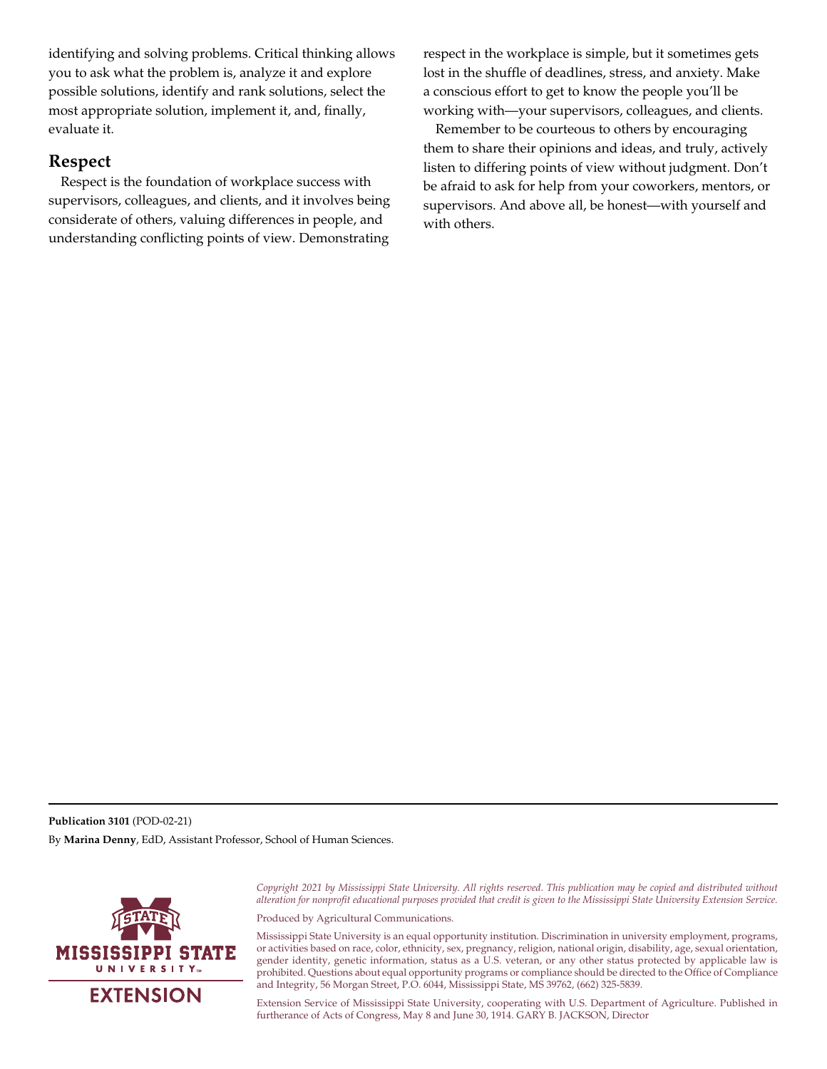identifying and solving problems. Critical thinking allows you to ask what the problem is, analyze it and explore possible solutions, identify and rank solutions, select the most appropriate solution, implement it, and, finally, evaluate it.

## Respect

Respect is the foundation of workplace success with supervisors, colleagues, and clients, and it involves being considerate of others, valuing differences in people, and understanding conflicting points of view. Demonstrating respect in the workplace is simple, but it sometimes gets lost in the shuffle of deadlines, stress, and anxiety. Make a conscious effort to get to know the people you'll be working with—your supervisors, colleagues, and clients.

Remember to be courteous to others by encouraging them to share their opinions and ideas, and truly, actively listen to differing points of view without judgment. Don't be afraid to ask for help from your coworkers, mentors, or supervisors. And above all, be honest—with yourself and with others.

---

**Publication 3101** (POD-02-21)

By **Marina Denny**, EdD, Assistant Professor, School of Human Sciences.

MISSISSIPPI STATE UNIVERSITY EXTENSION

*Copyright 2021 by Mississippi State University. All rights reserved. This publication may be copied and distributed without alteration for nonprofit educational purposes provided that credit is given to the Mississippi State University Extension Service.*

Produced by Agricultural Communications.

Mississippi State University is an equal opportunity institution. Discrimination in university employment, programs, or activities based on race, color, ethnicity, sex, pregnancy, religion, national origin, disability, age, sexual orientation, gender identity, genetic information, status as a U.S. veteran, or any other status protected by applicable law is prohibited. Questions about equal opportunity programs or compliance should be directed to the Office of Compliance and Integrity, 56 Morgan Street, P.O. 6044, Mississippi State, MS 39762, (662) 325-5839.

Extension Service of Mississippi State University, cooperating with U.S. Department of Agriculture. Published in furtherance of Acts of Congress, May 8 and June 30, 1914. GARY B. JACKSON, Director